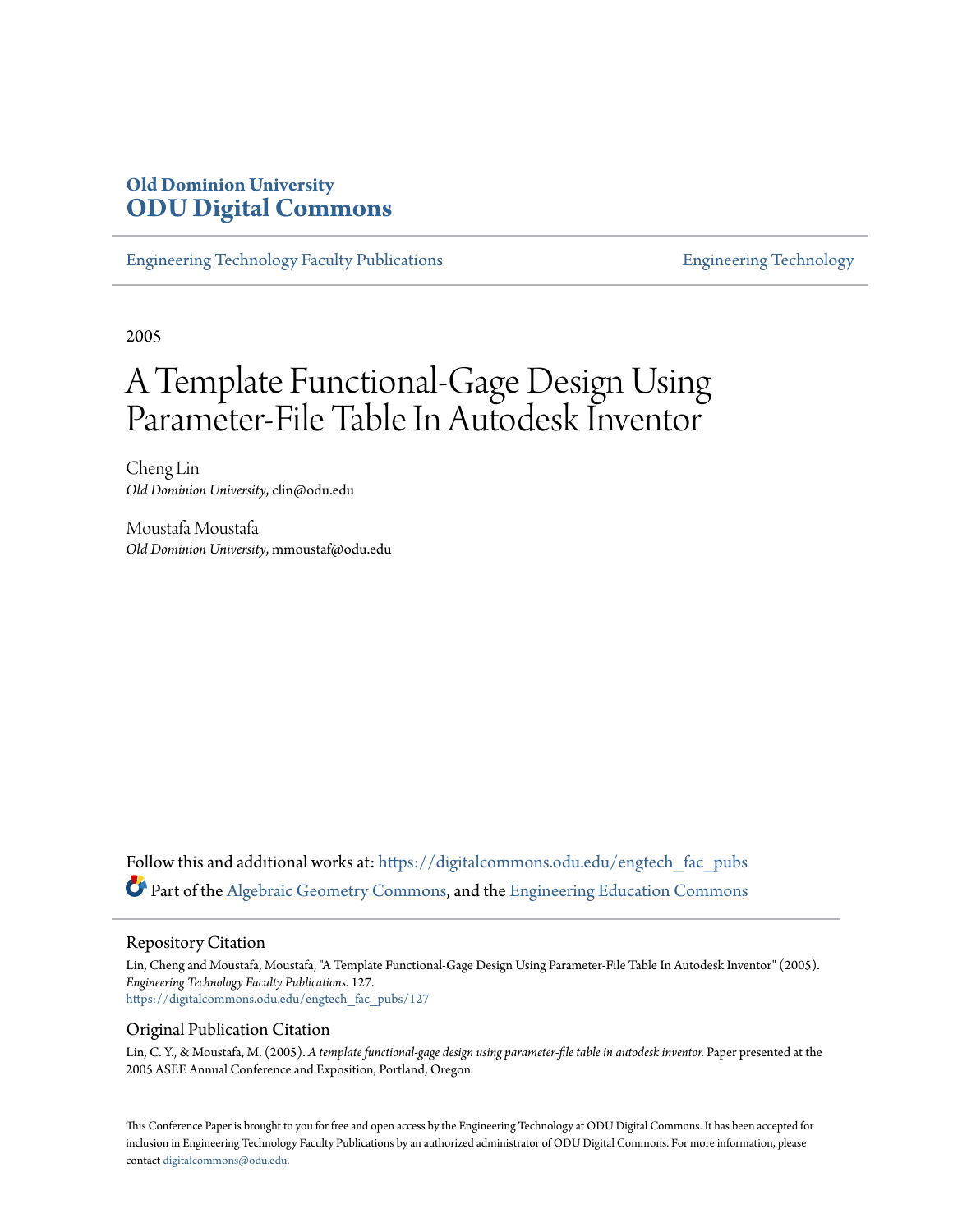Old Dominion University
# ODU Digital Commons

Engineering Technology Faculty Publications | Engineering Technology

2005

# A Template Functional-Gage Design Using Parameter-File Table In Autodesk Inventor

Cheng Lin
*Old Dominion University*, clin@odu.edu

Moustafa Moustafa
*Old Dominion University*, mmoustaf@odu.edu

Follow this and additional works at: https://digitalcommons.odu.edu/engtech_fac_pubs

Part of the Algebraic Geometry Commons, and the Engineering Education Commons

## Repository Citation

Lin, Cheng and Moustafa, Moustafa, "A Template Functional-Gage Design Using Parameter-File Table In Autodesk Inventor" (2005). *Engineering Technology Faculty Publications*. 127.
https://digitalcommons.odu.edu/engtech_fac_pubs/127

## Original Publication Citation

Lin, C. Y., & Moustafa, M. (2005). *A template functional-gage design using parameter-file table in autodesk inventor.* Paper presented at the 2005 ASEE Annual Conference and Exposition, Portland, Oregon.

This Conference Paper is brought to you for free and open access by the Engineering Technology at ODU Digital Commons. It has been accepted for inclusion in Engineering Technology Faculty Publications by an authorized administrator of ODU Digital Commons. For more information, please contact digitalcommons@odu.edu.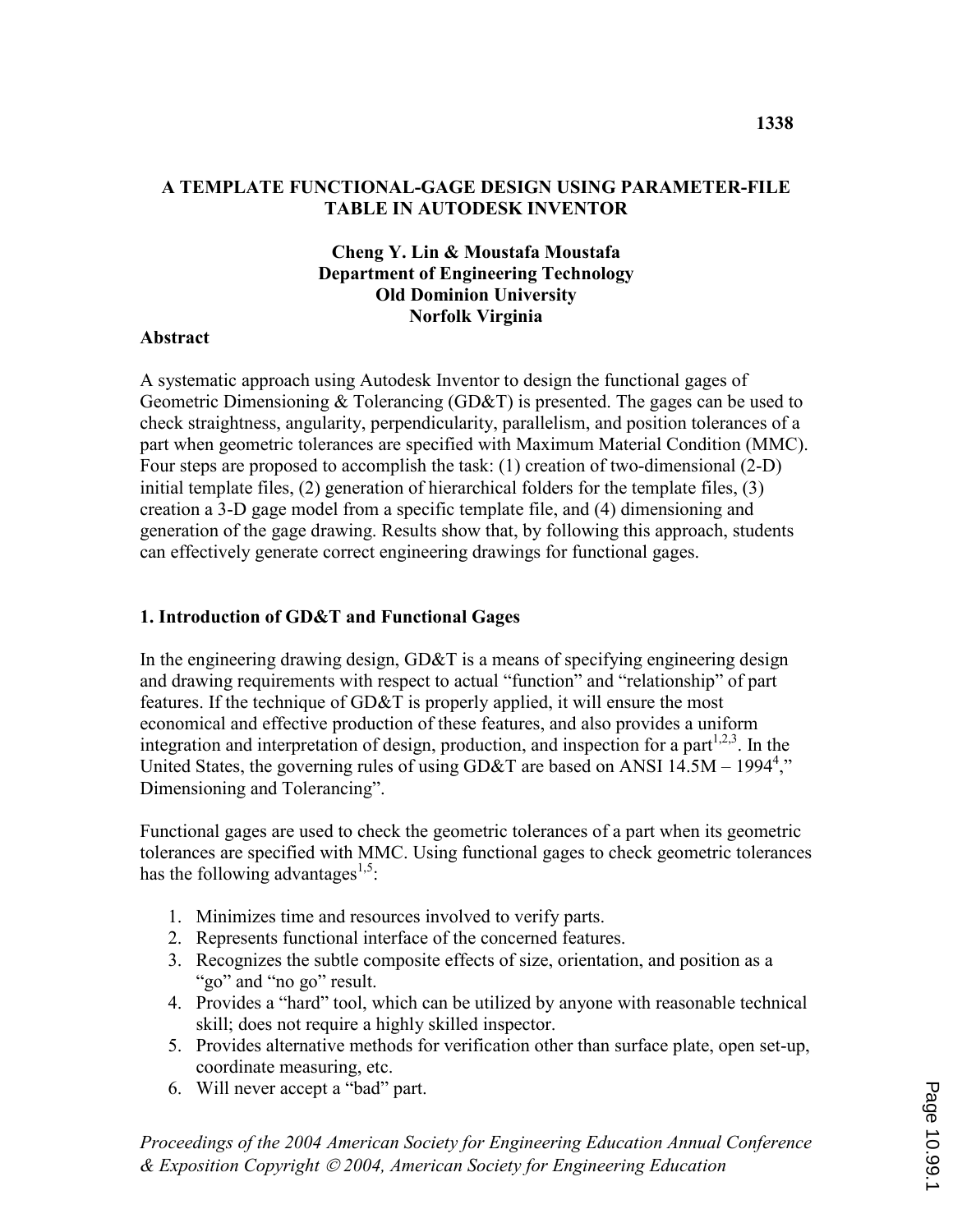# A TEMPLATE FUNCTIONAL-GAGE DESIGN USING PARAMETER-FILE TABLE IN AUTODESK INVENTOR

**Cheng Y. Lin & Moustafa Moustafa**
**Department of Engineering Technology**
**Old Dominion University**
**Norfolk Virginia**

## Abstract

A systematic approach using Autodesk Inventor to design the functional gages of Geometric Dimensioning & Tolerancing (GD&T) is presented. The gages can be used to check straightness, angularity, perpendicularity, parallelism, and position tolerances of a part when geometric tolerances are specified with Maximum Material Condition (MMC). Four steps are proposed to accomplish the task: (1) creation of two-dimensional (2-D) initial template files, (2) generation of hierarchical folders for the template files, (3) creation a 3-D gage model from a specific template file, and (4) dimensioning and generation of the gage drawing. Results show that, by following this approach, students can effectively generate correct engineering drawings for functional gages.

## 1. Introduction of GD&T and Functional Gages

In the engineering drawing design, GD&T is a means of specifying engineering design and drawing requirements with respect to actual "function" and "relationship" of part features. If the technique of GD&T is properly applied, it will ensure the most economical and effective production of these features, and also provides a uniform integration and interpretation of design, production, and inspection for a part[1,2,3]. In the United States, the governing rules of using GD&T are based on ANSI 14.5M – 1994[4]," Dimensioning and Tolerancing".

Functional gages are used to check the geometric tolerances of a part when its geometric tolerances are specified with MMC. Using functional gages to check geometric tolerances has the following advantages[1,5]:

1. Minimizes time and resources involved to verify parts.
2. Represents functional interface of the concerned features.
3. Recognizes the subtle composite effects of size, orientation, and position as a "go" and "no go" result.
4. Provides a "hard" tool, which can be utilized by anyone with reasonable technical skill; does not require a highly skilled inspector.
5. Provides alternative methods for verification other than surface plate, open set-up, coordinate measuring, etc.
6. Will never accept a "bad" part.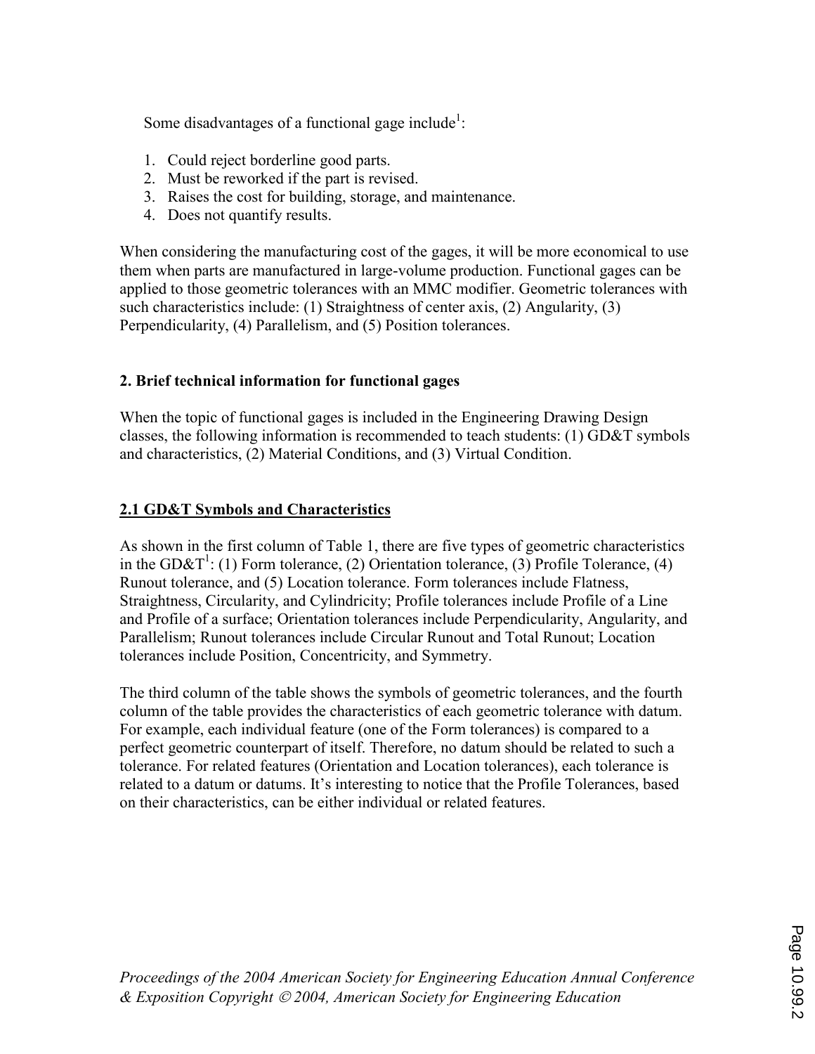Some disadvantages of a functional gage include[1]:

1. Could reject borderline good parts.
2. Must be reworked if the part is revised.
3. Raises the cost for building, storage, and maintenance.
4. Does not quantify results.

When considering the manufacturing cost of the gages, it will be more economical to use them when parts are manufactured in large-volume production. Functional gages can be applied to those geometric tolerances with an MMC modifier. Geometric tolerances with such characteristics include: (1) Straightness of center axis, (2) Angularity, (3) Perpendicularity, (4) Parallelism, and (5) Position tolerances.

## 2. Brief technical information for functional gages

When the topic of functional gages is included in the Engineering Drawing Design classes, the following information is recommended to teach students: (1) GD&T symbols and characteristics, (2) Material Conditions, and (3) Virtual Condition.

### 2.1 GD&T Symbols and Characteristics

As shown in the first column of Table 1, there are five types of geometric characteristics in the GD&T[1]: (1) Form tolerance, (2) Orientation tolerance, (3) Profile Tolerance, (4) Runout tolerance, and (5) Location tolerance. Form tolerances include Flatness, Straightness, Circularity, and Cylindricity; Profile tolerances include Profile of a Line and Profile of a surface; Orientation tolerances include Perpendicularity, Angularity, and Parallelism; Runout tolerances include Circular Runout and Total Runout; Location tolerances include Position, Concentricity, and Symmetry.

The third column of the table shows the symbols of geometric tolerances, and the fourth column of the table provides the characteristics of each geometric tolerance with datum. For example, each individual feature (one of the Form tolerances) is compared to a perfect geometric counterpart of itself. Therefore, no datum should be related to such a tolerance. For related features (Orientation and Location tolerances), each tolerance is related to a datum or datums. It's interesting to notice that the Profile Tolerances, based on their characteristics, can be either individual or related features.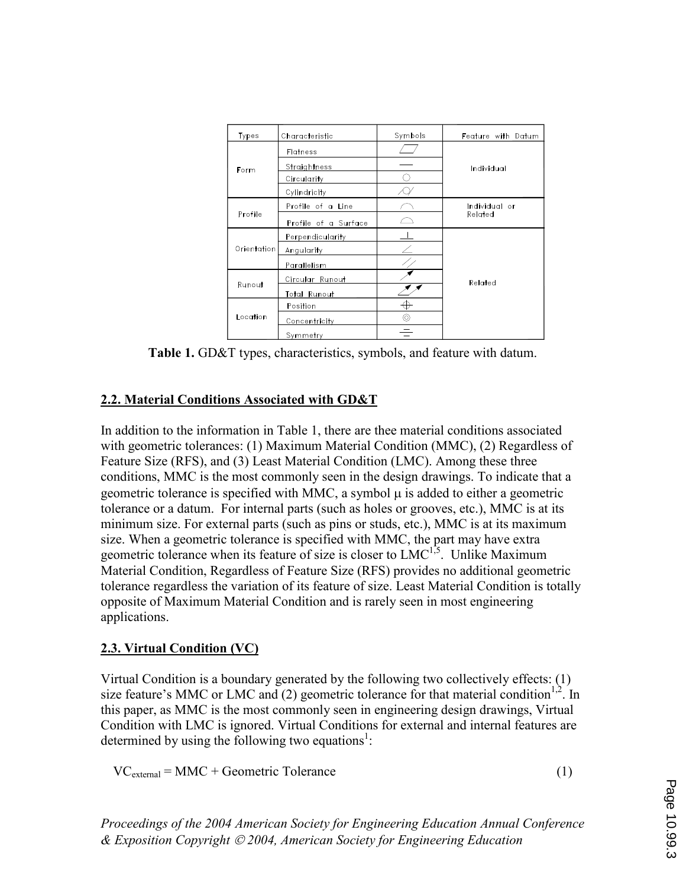| Types | Characteristic | Symbols | Feature with Datum |
|---|---|---|---|
| Form | Flatness | ⏥ | Individual |
| | Straightness | — | |
| | Circularity | ○ | |
| | Cylindricity | ⌭ | |
| Profile | Profile of a Line | ⌒ | Individual or Related |
| | Profile of a Surface | ⌓ | |
| Orientation | Perpendicularity | ⊥ | Related |
| | Angularity | ∠ | |
| | Parallelism | // | |
| Runout | Circular Runout | ↗ | |
| | Total Runout | ⌰ | |
| Location | Position | ⌖ | |
| | Concentricity | ◎ | |
| | Symmetry | ⌯ | |

**Table 1.** GD&T types, characteristics, symbols, and feature with datum.

## 2.2. Material Conditions Associated with GD&T

In addition to the information in Table 1, there are thee material conditions associated with geometric tolerances: (1) Maximum Material Condition (MMC), (2) Regardless of Feature Size (RFS), and (3) Least Material Condition (LMC). Among these three conditions, MMC is the most commonly seen in the design drawings. To indicate that a geometric tolerance is specified with MMC, a symbol μ is added to either a geometric tolerance or a datum. For internal parts (such as holes or grooves, etc.), MMC is at its minimum size. For external parts (such as pins or studs, etc.), MMC is at its maximum size. When a geometric tolerance is specified with MMC, the part may have extra geometric tolerance when its feature of size is closer to LMC[1,5]. Unlike Maximum Material Condition, Regardless of Feature Size (RFS) provides no additional geometric tolerance regardless the variation of its feature of size. Least Material Condition is totally opposite of Maximum Material Condition and is rarely seen in most engineering applications.

## 2.3. Virtual Condition (VC)

Virtual Condition is a boundary generated by the following two collectively effects: (1) size feature's MMC or LMC and (2) geometric tolerance for that material condition[1,2]. In this paper, as MMC is the most commonly seen in engineering design drawings, Virtual Condition with LMC is ignored. Virtual Conditions for external and internal features are determined by using the following two equations[1]:

$$VC_{external} = MMC + \text{Geometric Tolerance} \quad (1)$$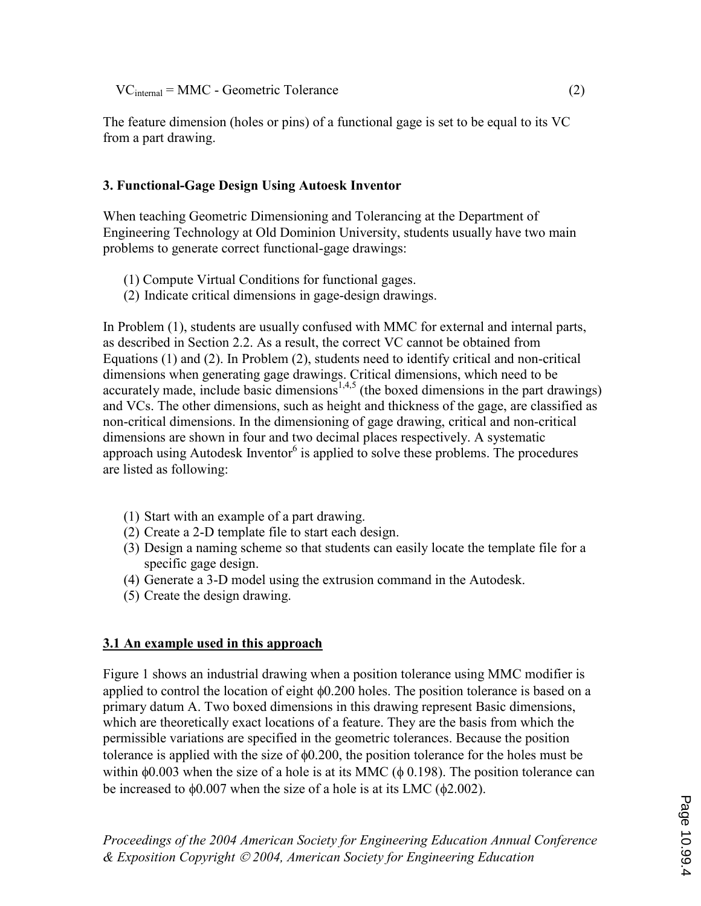$$VC_{internal} = MMC - Geometric\ Tolerance \quad (2)$$

The feature dimension (holes or pins) of a functional gage is set to be equal to its VC from a part drawing.

### 3. Functional-Gage Design Using Autoesk Inventor

When teaching Geometric Dimensioning and Tolerancing at the Department of Engineering Technology at Old Dominion University, students usually have two main problems to generate correct functional-gage drawings:

(1) Compute Virtual Conditions for functional gages.
(2) Indicate critical dimensions in gage-design drawings.

In Problem (1), students are usually confused with MMC for external and internal parts, as described in Section 2.2. As a result, the correct VC cannot be obtained from Equations (1) and (2). In Problem (2), students need to identify critical and non-critical dimensions when generating gage drawings. Critical dimensions, which need to be accurately made, include basic dimensions[1,4,5] (the boxed dimensions in the part drawings) and VCs. The other dimensions, such as height and thickness of the gage, are classified as non-critical dimensions. In the dimensioning of gage drawing, critical and non-critical dimensions are shown in four and two decimal places respectively. A systematic approach using Autodesk Inventor[6] is applied to solve these problems. The procedures are listed as following:

(1) Start with an example of a part drawing.
(2) Create a 2-D template file to start each design.
(3) Design a naming scheme so that students can easily locate the template file for a specific gage design.
(4) Generate a 3-D model using the extrusion command in the Autodesk.
(5) Create the design drawing.

#### 3.1 An example used in this approach

Figure 1 shows an industrial drawing when a position tolerance using MMC modifier is applied to control the location of eight $\phi 0.200$ holes. The position tolerance is based on a primary datum A. Two boxed dimensions in this drawing represent Basic dimensions, which are theoretically exact locations of a feature. They are the basis from which the permissible variations are specified in the geometric tolerances. Because the position tolerance is applied with the size of $\phi 0.200$, the position tolerance for the holes must be within $\phi 0.003$ when the size of a hole is at its MMC ($\phi$ 0.198). The position tolerance can be increased to $\phi 0.007$ when the size of a hole is at its LMC ($\phi 2.002$).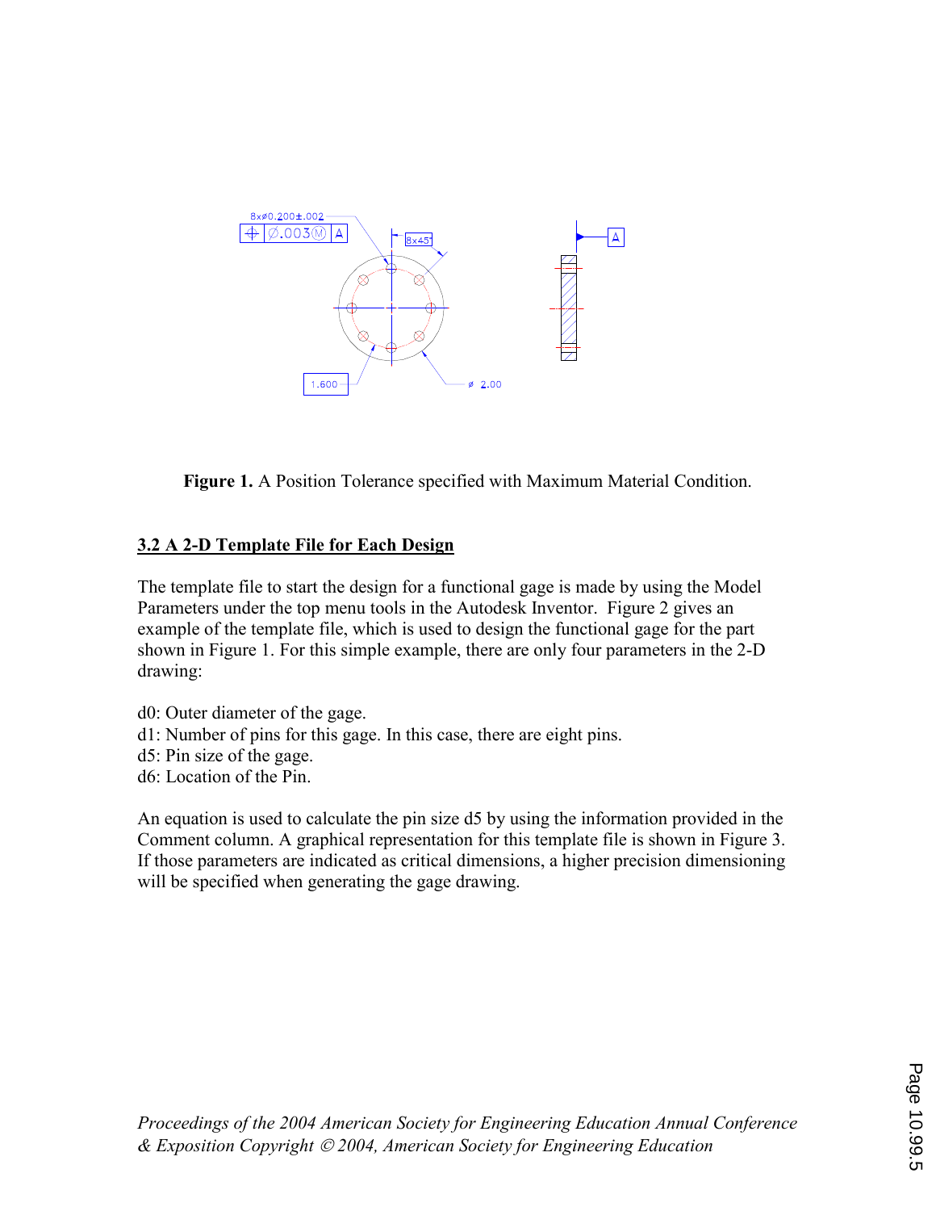**Figure 1.** A Position Tolerance specified with Maximum Material Condition.

### 3.2 A 2-D Template File for Each Design

The template file to start the design for a functional gage is made by using the Model Parameters under the top menu tools in the Autodesk Inventor. Figure 2 gives an example of the template file, which is used to design the functional gage for the part shown in Figure 1. For this simple example, there are only four parameters in the 2-D drawing:

d0: Outer diameter of the gage.
d1: Number of pins for this gage. In this case, there are eight pins.
d5: Pin size of the gage.
d6: Location of the Pin.

An equation is used to calculate the pin size d5 by using the information provided in the Comment column. A graphical representation for this template file is shown in Figure 3. If those parameters are indicated as critical dimensions, a higher precision dimensioning will be specified when generating the gage drawing.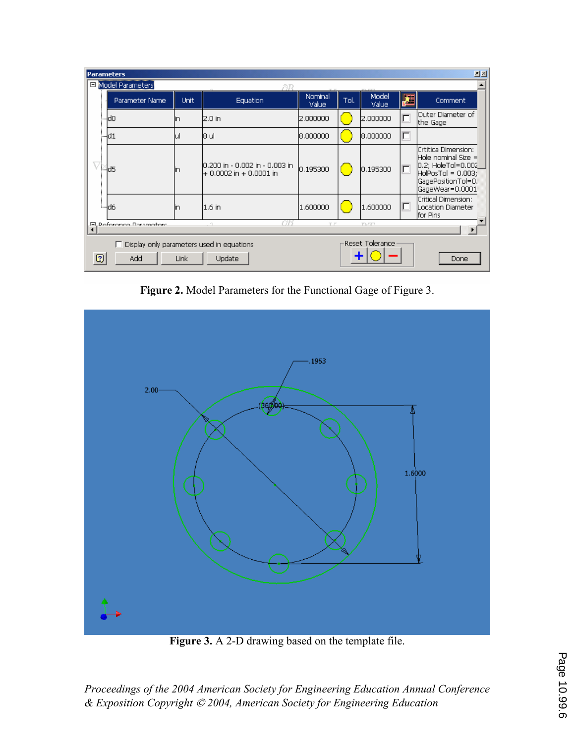| Parameter Name | Unit | Equation | Nominal Value | Tol. | Model Value | | Comment |
|---|---|---|---|---|---|---|---|
| d0 | in | 2.0 in | 2.000000 | | 2.000000 | | Outer Diameter of the Gage |
| d1 | ul | 8 ul | 8.000000 | | 8.000000 | | |
| d5 | in | 0.200 in - 0.002 in - 0.003 in + 0.0002 in + 0.0001 in | 0.195300 | | 0.195300 | | Crtitica Dimension: Hole nominal Size = 0.2; HoleTol=0.002; HolPosTol = 0.003; GagePositionTol=0. GageWear=0.0001 |
| d6 | in | 1.6 in | 1.600000 | | 1.600000 | | Critical Dimension: Location Diameter for Pins |

**Figure 2.** Model Parameters for the Functional Gage of Figure 3.

**Figure 3.** A 2-D drawing based on the template file.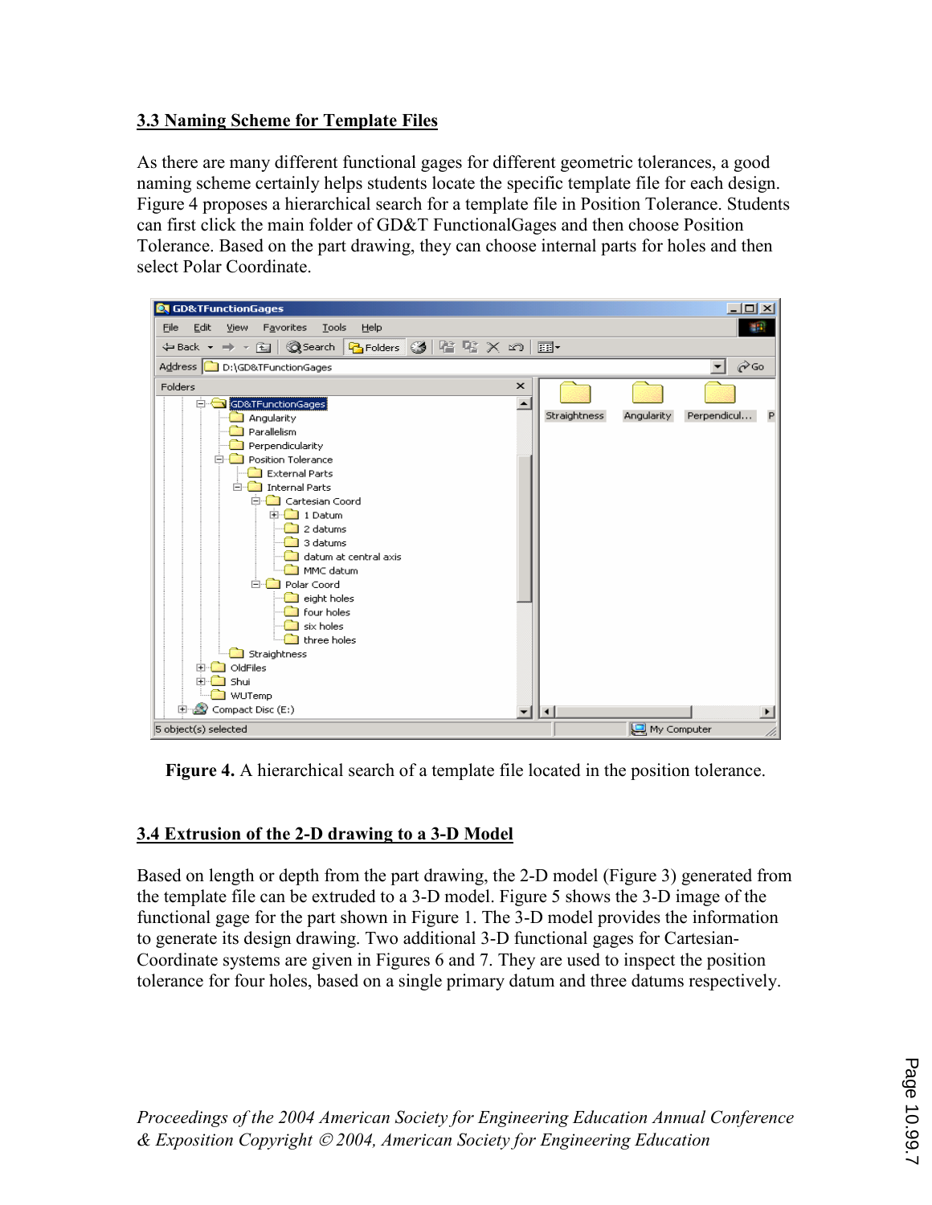### 3.3 Naming Scheme for Template Files

As there are many different functional gages for different geometric tolerances, a good naming scheme certainly helps students locate the specific template file for each design. Figure 4 proposes a hierarchical search for a template file in Position Tolerance. Students can first click the main folder of GD&T FunctionalGages and then choose Position Tolerance. Based on the part drawing, they can choose internal parts for holes and then select Polar Coordinate.

**Figure 4.** A hierarchical search of a template file located in the position tolerance.

### 3.4 Extrusion of the 2-D drawing to a 3-D Model

Based on length or depth from the part drawing, the 2-D model (Figure 3) generated from the template file can be extruded to a 3-D model. Figure 5 shows the 3-D image of the functional gage for the part shown in Figure 1. The 3-D model provides the information to generate its design drawing. Two additional 3-D functional gages for Cartesian-Coordinate systems are given in Figures 6 and 7. They are used to inspect the position tolerance for four holes, based on a single primary datum and three datums respectively.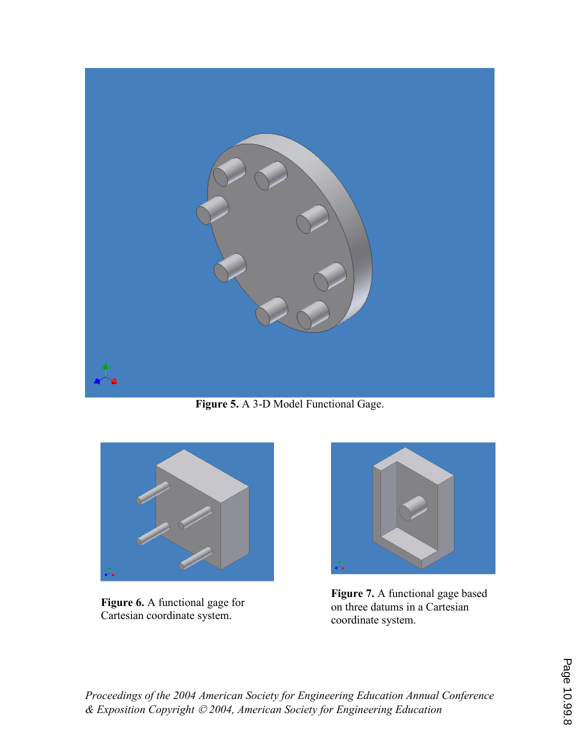**Figure 5.** A 3-D Model Functional Gage.

**Figure 6.** A functional gage for Cartesian coordinate system.

**Figure 7.** A functional gage based on three datums in a Cartesian coordinate system.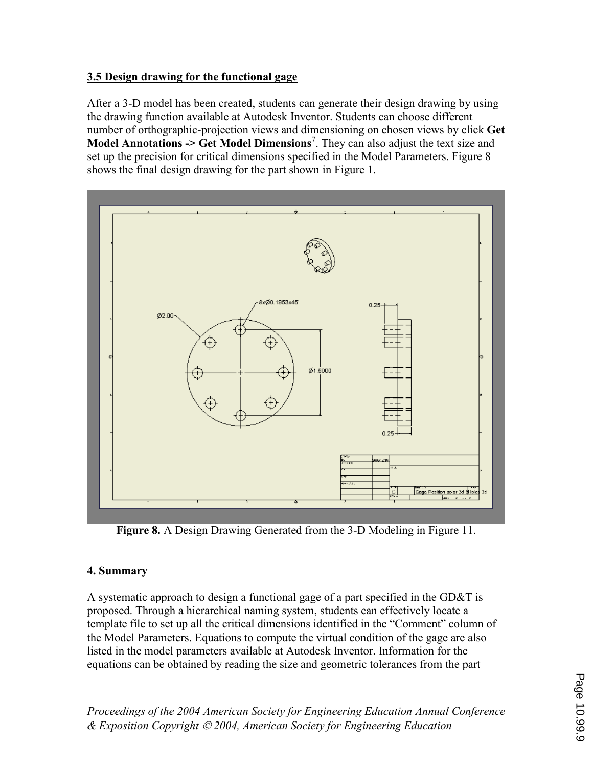### 3.5 Design drawing for the functional gage

After a 3-D model has been created, students can generate their design drawing by using the drawing function available at Autodesk Inventor. Students can choose different number of orthographic-projection views and dimensioning on chosen views by click **Get Model Annotations -> Get Model Dimensions**[7]. They can also adjust the text size and set up the precision for critical dimensions specified in the Model Parameters. Figure 8 shows the final design drawing for the part shown in Figure 1.

**Figure 8.** A Design Drawing Generated from the 3-D Modeling in Figure 11.

### 4. Summary

A systematic approach to design a functional gage of a part specified in the GD&T is proposed. Through a hierarchical naming system, students can effectively locate a template file to set up all the critical dimensions identified in the "Comment" column of the Model Parameters. Equations to compute the virtual condition of the gage are also listed in the model parameters available at Autodesk Inventor. Information for the equations can be obtained by reading the size and geometric tolerances from the part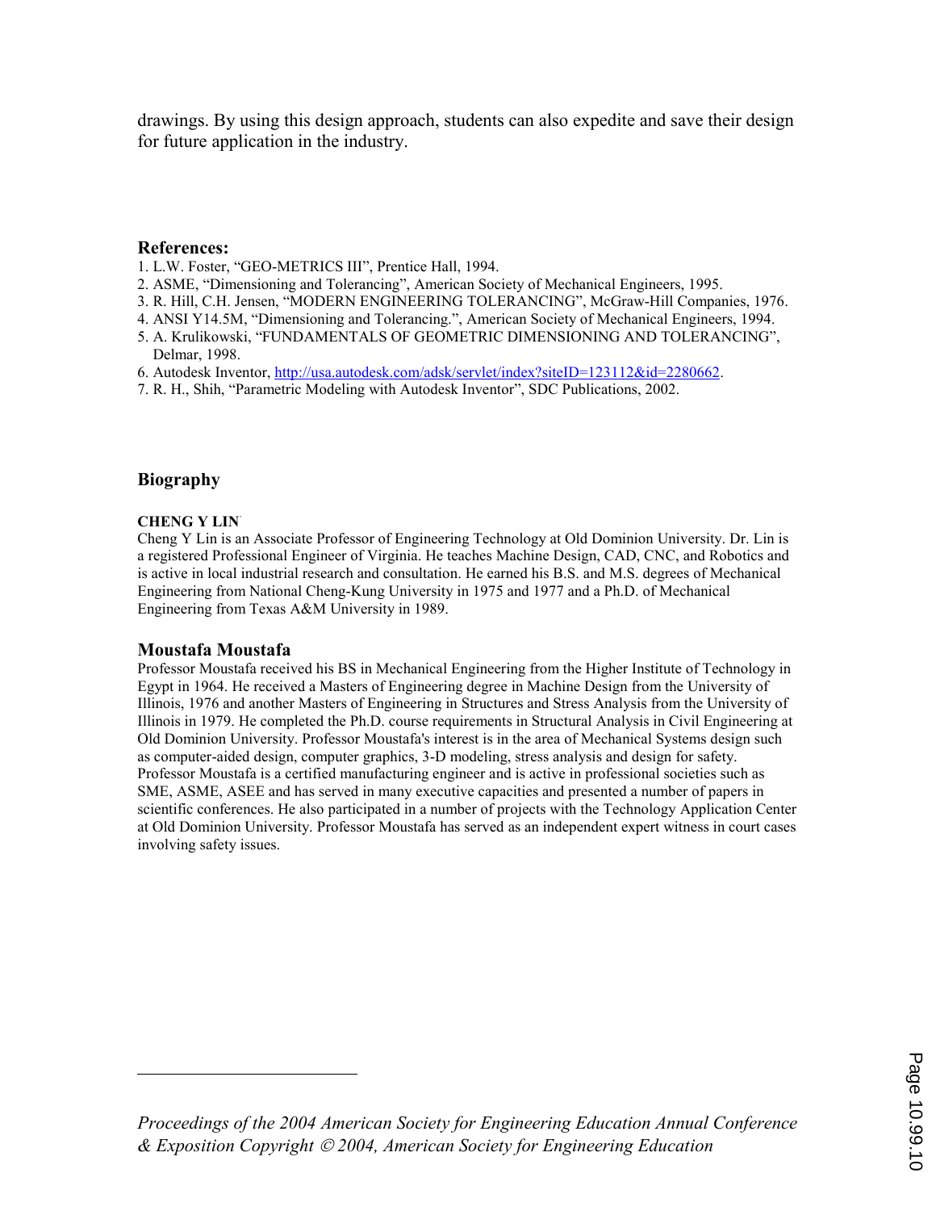drawings. By using this design approach, students can also expedite and save their design for future application in the industry.

### References:

1. L.W. Foster, "GEO-METRICS III", Prentice Hall, 1994.
2. ASME, "Dimensioning and Tolerancing", American Society of Mechanical Engineers, 1995.
3. R. Hill, C.H. Jensen, "MODERN ENGINEERING TOLERANCING", McGraw-Hill Companies, 1976.
4. ANSI Y14.5M, "Dimensioning and Tolerancing.", American Society of Mechanical Engineers, 1994.
5. A. Krulikowski, "FUNDAMENTALS OF GEOMETRIC DIMENSIONING AND TOLERANCING", Delmar, 1998.
6. Autodesk Inventor, http://usa.autodesk.com/adsk/servlet/index?siteID=123112&id=2280662.
7. R. H., Shih, "Parametric Modeling with Autodesk Inventor", SDC Publications, 2002.

## Biography

**CHENG Y LIN**

Cheng Y Lin is an Associate Professor of Engineering Technology at Old Dominion University. Dr. Lin is a registered Professional Engineer of Virginia. He teaches Machine Design, CAD, CNC, and Robotics and is active in local industrial research and consultation. He earned his B.S. and M.S. degrees of Mechanical Engineering from National Cheng-Kung University in 1975 and 1977 and a Ph.D. of Mechanical Engineering from Texas A&M University in 1989.

### Moustafa Moustafa

Professor Moustafa received his BS in Mechanical Engineering from the Higher Institute of Technology in Egypt in 1964. He received a Masters of Engineering degree in Machine Design from the University of Illinois, 1976 and another Masters of Engineering in Structures and Stress Analysis from the University of Illinois in 1979. He completed the Ph.D. course requirements in Structural Analysis in Civil Engineering at Old Dominion University. Professor Moustafa's interest is in the area of Mechanical Systems design such as computer-aided design, computer graphics, 3-D modeling, stress analysis and design for safety. Professor Moustafa is a certified manufacturing engineer and is active in professional societies such as SME, ASME, ASEE and has served in many executive capacities and presented a number of papers in scientific conferences. He also participated in a number of projects with the Technology Application Center at Old Dominion University. Professor Moustafa has served as an independent expert witness in court cases involving safety issues.